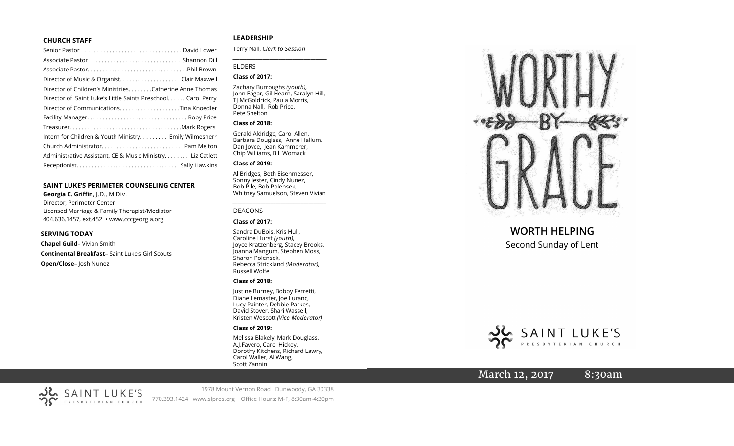### CHURCH STAFF

Senior Pastor . . . . . . . . . . . . . . . . . . . . . . . . . . . . . . . David Lower
Associate Pastor . . . . . . . . . . . . . . . . . . . . . . . . . . . Shannon Dill
Associate Pastor. . . . . . . . . . . . . . . . . . . . . . . . . . . . . . . .Phil Brown
Director of Music & Organist. . . . . . . . . . . . . . . . . . . Clair Maxwell
Director of Children's Ministries. . . . . . . .Catherine Anne Thomas
Director of Saint Luke's Little Saints Preschool. . . . . . Carol Perry
Director of Communications. . . . . . . . . . . . . . . . . . . .Tina Knoedler
Facility Manager. . . . . . . . . . . . . . . . . . . . . . . . . . . . . . . . Roby Price
Treasurer. . . . . . . . . . . . . . . . . . . . . . . . . . . . . . . . . . . .Mark Rogers
Intern for Children & Youth Ministry. . . . . . . . . Emily Wilmesherr
Church Administrator. . . . . . . . . . . . . . . . . . . . . . . . . Pam Melton
Administrative Assistant, CE & Music Ministry. . . . . . . . Liz Catlett
Receptionist. . . . . . . . . . . . . . . . . . . . . . . . . . . . . . . . Sally Hawkins

### SAINT LUKE'S PERIMETER COUNSELING CENTER

**Georgia C. Griffin,** J.D., M.Div.
Director, Perimeter Center
Licensed Marriage & Family Therapist/Mediator
404.636.1457, ext.452 • www.cccgeorgia.org

### SERVING TODAY

**Chapel Guild**– Vivian Smith
**Continental Breakfast**– Saint Luke's Girl Scouts
**Open/Close**– Josh Nunez

### LEADERSHIP

Terry Nall, *Clerk to Session*

ELDERS

**Class of 2017:**

Zachary Burroughs *(youth),* John Eagar, Gil Hearn, Saralyn Hill, TJ McGoldrick, Paula Morris, Donna Nall, Rob Price, Pete Shelton

**Class of 2018:**

Gerald Aldridge, Carol Allen, Barbara Douglass, Anne Hallum, Dan Joyce, Jean Kammerer, Chip Williams, Bill Womack

**Class of 2019:**

Al Bridges, Beth Eisenmesser, Sonny Jester, Cindy Nunez, Bob Pile, Bob Polensek, Whitney Samuelson, Steven Vivian

DEACONS

**Class of 2017:**

Sandra DuBois, Kris Hull, Caroline Hurst *(youth),* Joyce Kratzenberg, Stacey Brooks, Joanna Mangum, Stephen Moss, Sharon Polensek, Rebecca Strickland *(Moderator),* Russell Wolfe

**Class of 2018:**

Justine Burney, Bobby Ferretti, Diane Lemaster, Joe Luranc, Lucy Painter, Debbie Parkes, David Stover, Shari Wassell, Kristen Wescott *(Vice Moderator)*

**Class of 2019:**

Melissa Blakely, Mark Douglass, A.J.Favero, Carol Hickey, Dorothy Kitchens, Richard Lawry, Carol Waller, Al Wang, Scott Zannini

# WORTHY BY GRACE

## WORTH HELPING

Second Sunday of Lent

SAINT LUKE'S PRESBYTERIAN CHURCH

March 12, 2017 8:30am

SAINT LUKE'S PRESBYTERIAN CHURCH
1978 Mount Vernon Road Dunwoody, GA 30338
770.393.1424 www.slpres.org Office Hours: M-F, 8:30am-4:30pm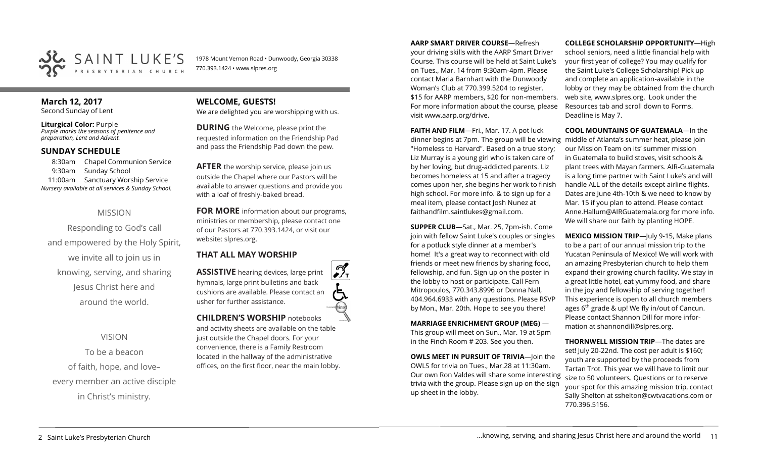# SAINT LUKE'S PRESBYTERIAN CHURCH

1978 Mount Vernon Road • Dunwoody, Georgia 30338
770.393.1424 • www.slpres.org

## March 12, 2017
Second Sunday of Lent

**Liturgical Color:** Purple
*Purple marks the seasons of penitence and preparation, Lent and Advent.*

## SUNDAY SCHEDULE

8:30am Chapel Communion Service
9:30am Sunday School
11:00am Sanctuary Worship Service
*Nursery available at all services & Sunday School.*

MISSION

Responding to God's call and empowered by the Holy Spirit, we invite all to join us in knowing, serving, and sharing Jesus Christ here and around the world.

VISION

To be a beacon of faith, hope, and love– every member an active disciple in Christ's ministry.

## WELCOME, GUESTS!

We are delighted you are worshipping with us.

**DURING** the Welcome, please print the requested information on the Friendship Pad and pass the Friendship Pad down the pew.

**AFTER** the worship service, please join us outside the Chapel where our Pastors will be available to answer questions and provide you with a loaf of freshly-baked bread.

**FOR MORE** information about our programs, ministries or membership, please contact one of our Pastors at 770.393.1424, or visit our website: slpres.org.

## THAT ALL MAY WORSHIP

**ASSISTIVE** hearing devices, large print hymnals, large print bulletins and back cushions are available. Please contact an usher for further assistance.

**CHILDREN'S WORSHIP** notebooks and activity sheets are available on the table just outside the Chapel doors. For your convenience, there is a Family Restroom located in the hallway of the administrative offices, on the first floor, near the main lobby.

**AARP SMART DRIVER COURSE**—Refresh your driving skills with the AARP Smart Driver Course. This course will be held at Saint Luke's on Tues., Mar. 14 from 9:30am-4pm. Please contact Maria Barnhart with the Dunwoody Woman's Club at 770.399.5204 to register. $15 for AARP members, $20 for non-members. For more information about the course, please visit www.aarp.org/drive.

**FAITH AND FILM**—Fri., Mar. 17. A pot luck dinner begins at 7pm. The group will be viewing "Homeless to Harvard". Based on a true story; Liz Murray is a young girl who is taken care of by her loving, but drug-addicted parents. Liz becomes homeless at 15 and after a tragedy comes upon her, she begins her work to finish high school. For more info. & to sign up for a meal item, please contact Josh Nunez at faithandfilm.saintlukes@gmail.com.

**SUPPER CLUB**—Sat., Mar. 25, 7pm-ish. Come join with fellow Saint Luke's couples or singles for a potluck style dinner at a member's home! It's a great way to reconnect with old friends or meet new friends by sharing food, fellowship, and fun. Sign up on the poster in the lobby to host or participate. Call Fern Mitropoulos, 770.343.8996 or Donna Nall, 404.964.6933 with any questions. Please RSVP by Mon., Mar. 20th. Hope to see you there!

**MARRIAGE ENRICHMENT GROUP (MEG)** — This group will meet on Sun., Mar. 19 at 5pm in the Finch Room # 203. See you then.

**OWLS MEET IN PURSUIT OF TRIVIA**—Join the OWLS for trivia on Tues., Mar.28 at 11:30am. Our own Ron Valdes will share some interesting trivia with the group. Please sign up on the sign up sheet in the lobby.

**COLLEGE SCHOLARSHIP OPPORTUNITY**—High school seniors, need a little financial help with your first year of college? You may qualify for the Saint Luke's College Scholarship! Pick up and complete an application-available in the lobby or they may be obtained from the church web site, www.slpres.org. Look under the Resources tab and scroll down to Forms. Deadline is May 7.

**COOL MOUNTAINS OF GUATEMALA**—In the middle of Atlanta's summer heat, please join our Mission Team on its' summer mission in Guatemala to build stoves, visit schools & plant trees with Mayan farmers. AIR-Guatemala is a long time partner with Saint Luke's and will handle ALL of the details except airline flights. Dates are June 4th-10th & we need to know by Mar. 15 if you plan to attend. Please contact Anne.Hallum@AIRGuatemala.org for more info. We will share our faith by planting HOPE.

**MEXICO MISSION TRIP**—July 9-15, Make plans to be a part of our annual mission trip to the Yucatan Peninsula of Mexico! We will work with an amazing Presbyterian church to help them expand their growing church facility. We stay in a great little hotel, eat yummy food, and share in the joy and fellowship of serving together! This experience is open to all church members ages 6th grade & up! We fly in/out of Cancun. Please contact Shannon Dill for more information at shannondill@slpres.org.

**THORNWELL MISSION TRIP**—The dates are set! July 20-22nd. The cost per adult is $160; youth are supported by the proceeds from Tartan Trot. This year we will have to limit our size to 50 volunteers. Questions or to reserve your spot for this amazing mission trip, contact Sally Shelton at sshelton@cwtvacations.com or 770.396.5156.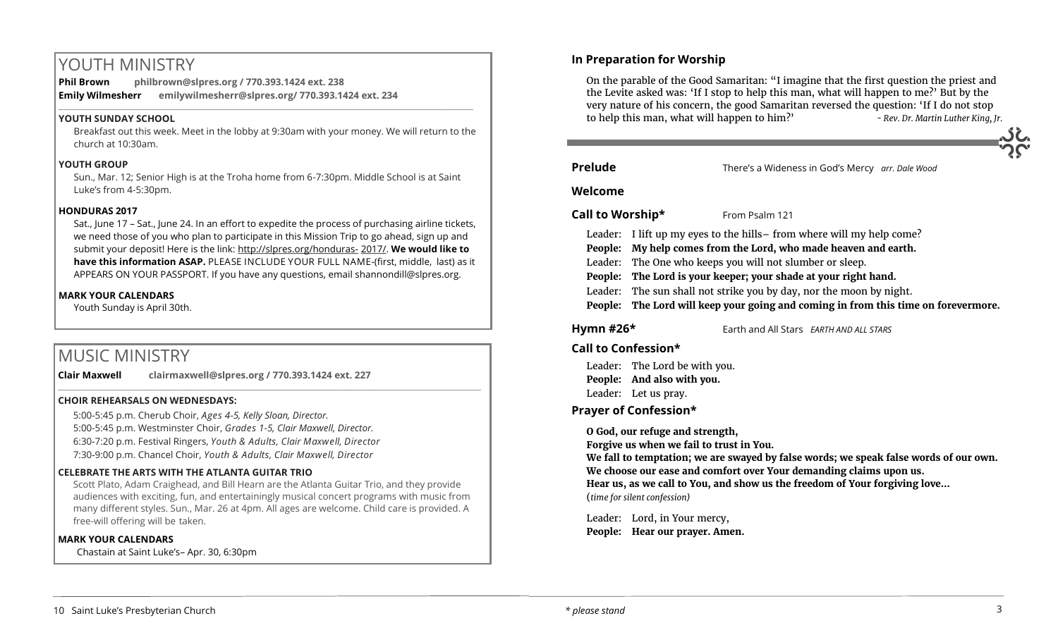# YOUTH MINISTRY

**Phil Brown** **philbrown@slpres.org / 770.393.1424 ext. 238**
**Emily Wilmesherr** **emilywilmesherr@slpres.org/ 770.393.1424 ext. 234**

### YOUTH SUNDAY SCHOOL

Breakfast out this week. Meet in the lobby at 9:30am with your money. We will return to the church at 10:30am.

### YOUTH GROUP

Sun., Mar. 12; Senior High is at the Troha home from 6-7:30pm. Middle School is at Saint Luke's from 4-5:30pm.

### HONDURAS 2017

Sat., June 17 – Sat., June 24. In an effort to expedite the process of purchasing airline tickets, we need those of you who plan to participate in this Mission Trip to go ahead, sign up and submit your deposit! Here is the link: http://slpres.org/honduras- 2017/. **We would like to have this information ASAP.** PLEASE INCLUDE YOUR FULL NAME-(first, middle, last) as it APPEARS ON YOUR PASSPORT. If you have any questions, email shannondill@slpres.org.

### MARK YOUR CALENDARS

Youth Sunday is April 30th.

# MUSIC MINISTRY

**Clair Maxwell** **clairmaxwell@slpres.org / 770.393.1424 ext. 227**

### CHOIR REHEARSALS ON WEDNESDAYS:

5:00-5:45 p.m. Cherub Choir, *Ages 4-5, Kelly Sloan, Director.*
5:00-5:45 p.m. Westminster Choir, *Grades 1-5, Clair Maxwell, Director.*
6:30-7:20 p.m. Festival Ringers, *Youth & Adults, Clair Maxwell, Director*
7:30-9:00 p.m. Chancel Choir, *Youth & Adults, Clair Maxwell, Director*

### CELEBRATE THE ARTS WITH THE ATLANTA GUITAR TRIO

Scott Plato, Adam Craighead, and Bill Hearn are the Atlanta Guitar Trio, and they provide audiences with exciting, fun, and entertainingly musical concert programs with music from many different styles. Sun., Mar. 26 at 4pm. All ages are welcome. Child care is provided. A free-will offering will be taken.

### MARK YOUR CALENDARS

Chastain at Saint Luke's– Apr. 30, 6:30pm

### In Preparation for Worship

On the parable of the Good Samaritan: "I imagine that the first question the priest and the Levite asked was: 'If I stop to help this man, what will happen to me?' But by the very nature of his concern, the good Samaritan reversed the question: 'If I do not stop to help this man, what will happen to him?' *- Rev. Dr. Martin Luther King, Jr.*

---

**Prelude** There's a Wideness in God's Mercy *arr. Dale Wood*

**Welcome**

**Call to Worship*** From Psalm 121

Leader: I lift up my eyes to the hills– from where will my help come?
**People: My help comes from the Lord, who made heaven and earth.**
Leader: The One who keeps you will not slumber or sleep.
**People: The Lord is your keeper; your shade at your right hand.**
Leader: The sun shall not strike you by day, nor the moon by night.
**People: The Lord will keep your going and coming in from this time on forevermore.**

**Hymn #26*** Earth and All Stars *EARTH AND ALL STARS*

**Call to Confession***

Leader: The Lord be with you.
**People: And also with you.**
Leader: Let us pray.

**Prayer of Confession***

**O God, our refuge and strength,**
**Forgive us when we fail to trust in You.**
**We fall to temptation; we are swayed by false words; we speak false words of our own.**
**We choose our ease and comfort over Your demanding claims upon us.**
**Hear us, as we call to You, and show us the freedom of Your forgiving love...**
(*time for silent confession)*

Leader: Lord, in Your mercy,
**People: Hear our prayer. Amen.**

*\* please stand*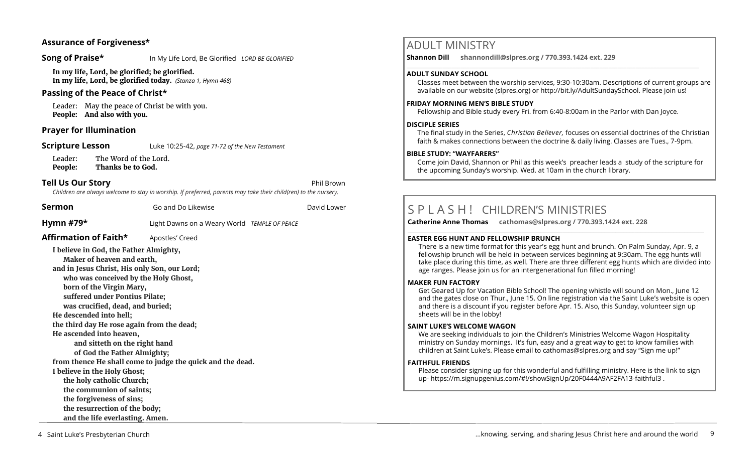**Assurance of Forgiveness***

**Song of Praise*** In My Life Lord, Be Glorified *LORD BE GLORIFIED*

**In my life, Lord, be glorified; be glorified.**
**In my life, Lord, be glorified today.** *(Stanza 1, Hymn 468)*

**Passing of the Peace of Christ***

Leader: May the peace of Christ be with you.
**People: And also with you.**

**Prayer for Illumination**

**Scripture Lesson** Luke 10:25-42, *page 71-72 of the New Testament*

Leader: The Word of the Lord.
**People: Thanks be to God.**

**Tell Us Our Story** Phil Brown

*Children are always welcome to stay in worship. If preferred, parents may take their child(ren) to the nursery.*

**Sermon** Go and Do Likewise David Lower

**Hymn #79*** Light Dawns on a Weary World *TEMPLE OF PEACE*

**Affirmation of Faith*** Apostles' Creed

**I believe in God, the Father Almighty,**
**Maker of heaven and earth,**
**and in Jesus Christ, His only Son, our Lord;**
**who was conceived by the Holy Ghost,**
**born of the Virgin Mary,**
**suffered under Pontius Pilate;**
**was crucified, dead, and buried;**
**He descended into hell;**
**the third day He rose again from the dead;**
**He ascended into heaven,**
**and sitteth on the right hand**
**of God the Father Almighty;**
**from thence He shall come to judge the quick and the dead.**
**I believe in the Holy Ghost;**
**the holy catholic Church;**
**the communion of saints;**
**the forgiveness of sins;**
**the resurrection of the body;**
**and the life everlasting. Amen.**

# ADULT MINISTRY

**Shannon Dill shannondill@slpres.org / 770.393.1424 ext. 229**

**ADULT SUNDAY SCHOOL**
Classes meet between the worship services, 9:30-10:30am. Descriptions of current groups are available on our website (slpres.org) or http://bit.ly/AdultSundaySchool. Please join us!

**FRIDAY MORNING MEN'S BIBLE STUDY**
Fellowship and Bible study every Fri. from 6:40-8:00am in the Parlor with Dan Joyce.

**DISCIPLE SERIES**
The final study in the Series, *Christian Believer,* focuses on essential doctrines of the Christian faith & makes connections between the doctrine & daily living. Classes are Tues., 7-9pm.

**BIBLE STUDY: "WAYFARERS"**
Come join David, Shannon or Phil as this week's preacher leads a study of the scripture for the upcoming Sunday's worship. Wed. at 10am in the church library.

# S P L A S H ! CHILDREN'S MINISTRIES

**Catherine Anne Thomas cathomas@slpres.org / 770.393.1424 ext. 228**

**EASTER EGG HUNT AND FELLOWSHIP BRUNCH**
There is a new time format for this year's egg hunt and brunch. On Palm Sunday, Apr. 9, a fellowship brunch will be held in between services beginning at 9:30am. The egg hunts will take place during this time, as well. There are three different egg hunts which are divided into age ranges. Please join us for an intergenerational fun filled morning!

**MAKER FUN FACTORY**
Get Geared Up for Vacation Bible School! The opening whistle will sound on Mon., June 12 and the gates close on Thur., June 15. On line registration via the Saint Luke's website is open and there is a discount if you register before Apr. 15. Also, this Sunday, volunteer sign up sheets will be in the lobby!

**SAINT LUKE'S WELCOME WAGON**
We are seeking individuals to join the Children's Ministries Welcome Wagon Hospitality ministry on Sunday mornings. It's fun, easy and a great way to get to know families with children at Saint Luke's. Please email to cathomas@slpres.org and say "Sign me up!"

**FAITHFUL FRIENDS**
Please consider signing up for this wonderful and fulfilling ministry. Here is the link to sign up- https://m.signupgenius.com/#!/showSignUp/20F0444A9AF2FA13-faithful3 .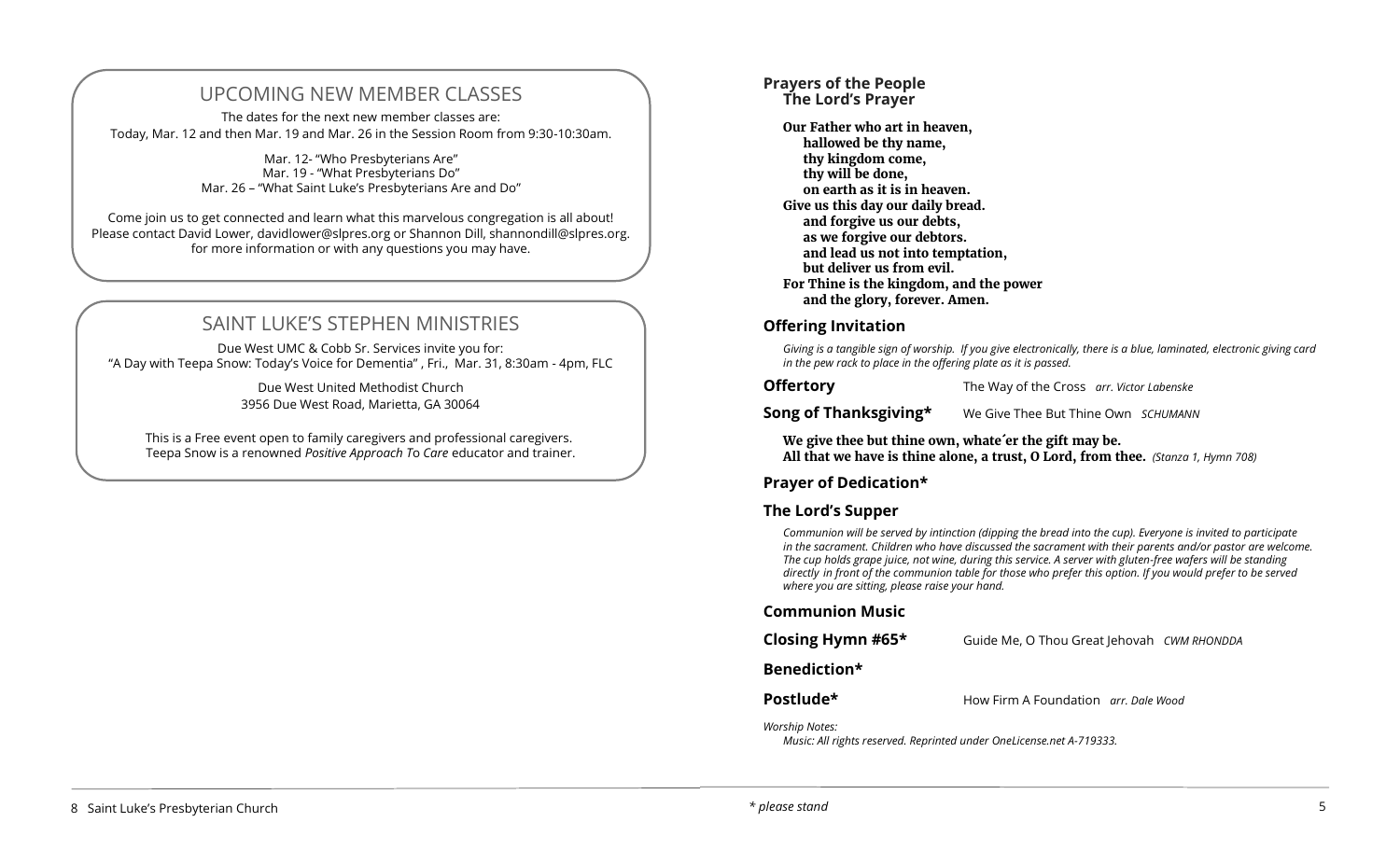## UPCOMING NEW MEMBER CLASSES

The dates for the next new member classes are:
Today, Mar. 12 and then Mar. 19 and Mar. 26 in the Session Room from 9:30-10:30am.

Mar. 12- "Who Presbyterians Are"
Mar. 19 - "What Presbyterians Do"
Mar. 26 – "What Saint Luke's Presbyterians Are and Do"

Come join us to get connected and learn what this marvelous congregation is all about! Please contact David Lower, davidlower@slpres.org or Shannon Dill, shannondill@slpres.org. for more information or with any questions you may have.

## SAINT LUKE'S STEPHEN MINISTRIES

Due West UMC & Cobb Sr. Services invite you for:
"A Day with Teepa Snow: Today's Voice for Dementia" , Fri., Mar. 31, 8:30am - 4pm, FLC

Due West United Methodist Church
3956 Due West Road, Marietta, GA 30064

This is a Free event open to family caregivers and professional caregivers.
Teepa Snow is a renowned *Positive Approach To Care* educator and trainer.

**Prayers of the People**
**The Lord's Prayer**

**Our Father who art in heaven,**
**hallowed be thy name,**
**thy kingdom come,**
**thy will be done,**
**on earth as it is in heaven.**
**Give us this day our daily bread.**
**and forgive us our debts,**
**as we forgive our debtors.**
**and lead us not into temptation,**
**but deliver us from evil.**
**For Thine is the kingdom, and the power**
**and the glory, forever. Amen.**

**Offering Invitation**

*Giving is a tangible sign of worship. If you give electronically, there is a blue, laminated, electronic giving card in the pew rack to place in the offering plate as it is passed.*

**Offertory** The Way of the Cross *arr. Victor Labenske*

**Song of Thanksgiving*** We Give Thee But Thine Own *SCHUMANN*

**We give thee but thine own, whate´er the gift may be.**
**All that we have is thine alone, a trust, O Lord, from thee.** *(Stanza 1, Hymn 708)*

**Prayer of Dedication***

**The Lord's Supper**

*Communion will be served by intinction (dipping the bread into the cup). Everyone is invited to participate in the sacrament. Children who have discussed the sacrament with their parents and/or pastor are welcome. The cup holds grape juice, not wine, during this service. A server with gluten-free wafers will be standing directly in front of the communion table for those who prefer this option. If you would prefer to be served where you are sitting, please raise your hand.*

**Communion Music**

**Closing Hymn #65*** Guide Me, O Thou Great Jehovah *CWM RHONDDA*

**Benediction***

**Postlude*** How Firm A Foundation *arr. Dale Wood*

*Worship Notes:*
*Music: All rights reserved. Reprinted under OneLicense.net A-719333.*

*\* please stand*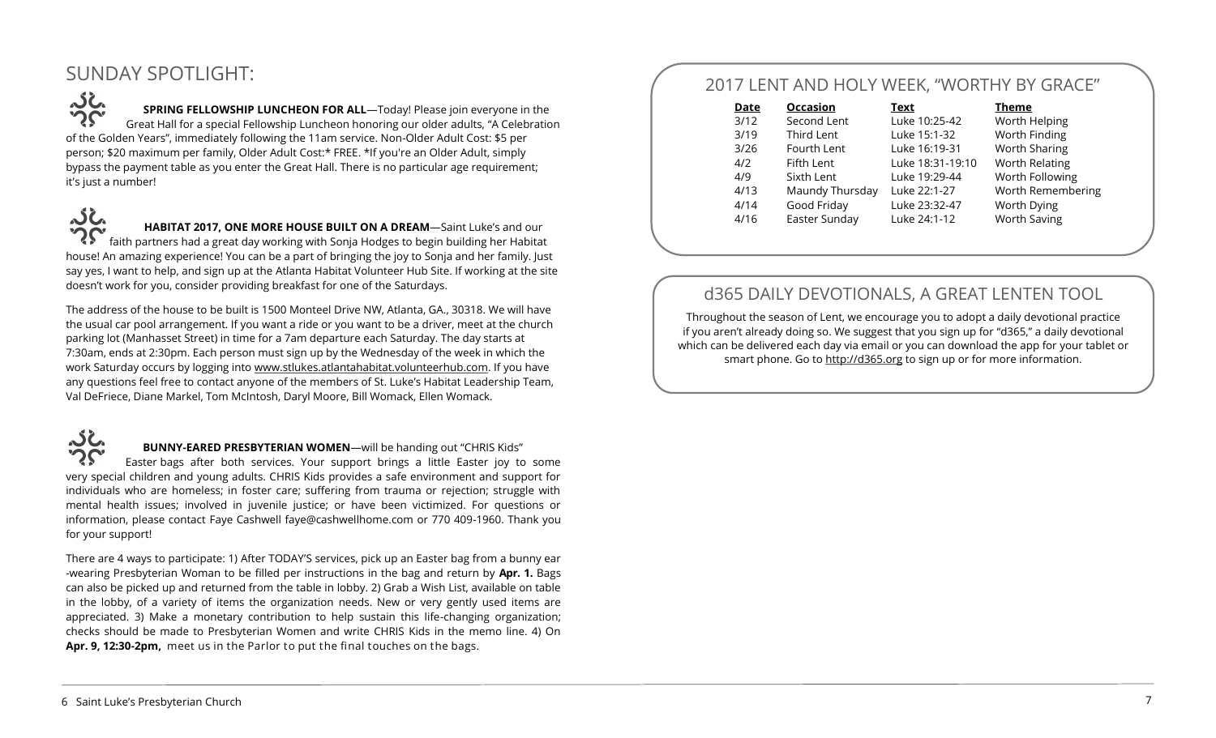# SUNDAY SPOTLIGHT:

**SPRING FELLOWSHIP LUNCHEON FOR ALL**—Today! Please join everyone in the Great Hall for a special Fellowship Luncheon honoring our older adults, "A Celebration of the Golden Years", immediately following the 11am service. Non-Older Adult Cost: $5 per person; $20 maximum per family, Older Adult Cost:* FREE. *If you're an Older Adult, simply bypass the payment table as you enter the Great Hall. There is no particular age requirement; it's just a number!

**HABITAT 2017, ONE MORE HOUSE BUILT ON A DREAM**—Saint Luke's and our faith partners had a great day working with Sonja Hodges to begin building her Habitat house! An amazing experience! You can be a part of bringing the joy to Sonja and her family. Just say yes, I want to help, and sign up at the Atlanta Habitat Volunteer Hub Site. If working at the site doesn't work for you, consider providing breakfast for one of the Saturdays.

The address of the house to be built is 1500 Monteel Drive NW, Atlanta, GA., 30318. We will have the usual car pool arrangement. If you want a ride or you want to be a driver, meet at the church parking lot (Manhasset Street) in time for a 7am departure each Saturday. The day starts at 7:30am, ends at 2:30pm. Each person must sign up by the Wednesday of the week in which the work Saturday occurs by logging into www.stlukes.atlantahabitat.volunteerhub.com. If you have any questions feel free to contact anyone of the members of St. Luke's Habitat Leadership Team, Val DeFriece, Diane Markel, Tom McIntosh, Daryl Moore, Bill Womack, Ellen Womack.

**BUNNY-EARED PRESBYTERIAN WOMEN**—will be handing out "CHRIS Kids" Easter bags after both services. Your support brings a little Easter joy to some very special children and young adults. CHRIS Kids provides a safe environment and support for individuals who are homeless; in foster care; suffering from trauma or rejection; struggle with mental health issues; involved in juvenile justice; or have been victimized. For questions or information, please contact Faye Cashwell faye@cashwellhome.com or 770 409-1960. Thank you for your support!

There are 4 ways to participate: 1) After TODAY'S services, pick up an Easter bag from a bunny ear -wearing Presbyterian Woman to be filled per instructions in the bag and return by **Apr. 1.** Bags can also be picked up and returned from the table in lobby. 2) Grab a Wish List, available on table in the lobby, of a variety of items the organization needs. New or very gently used items are appreciated. 3) Make a monetary contribution to help sustain this life-changing organization; checks should be made to Presbyterian Women and write CHRIS Kids in the memo line. 4) On **Apr. 9, 12:30-2pm,** meet us in the Parlor to put the final touches on the bags.

## 2017 LENT AND HOLY WEEK, "WORTHY BY GRACE"

| Date | Occasion | Text | Theme |
| --- | --- | --- | --- |
| 3/12 | Second Lent | Luke 10:25-42 | Worth Helping |
| 3/19 | Third Lent | Luke 15:1-32 | Worth Finding |
| 3/26 | Fourth Lent | Luke 16:19-31 | Worth Sharing |
| 4/2 | Fifth Lent | Luke 18:31-19:10 | Worth Relating |
| 4/9 | Sixth Lent | Luke 19:29-44 | Worth Following |
| 4/13 | Maundy Thursday | Luke 22:1-27 | Worth Remembering |
| 4/14 | Good Friday | Luke 23:32-47 | Worth Dying |
| 4/16 | Easter Sunday | Luke 24:1-12 | Worth Saving |

## d365 DAILY DEVOTIONALS, A GREAT LENTEN TOOL

Throughout the season of Lent, we encourage you to adopt a daily devotional practice if you aren't already doing so. We suggest that you sign up for "d365," a daily devotional which can be delivered each day via email or you can download the app for your tablet or smart phone. Go to http://d365.org to sign up or for more information.